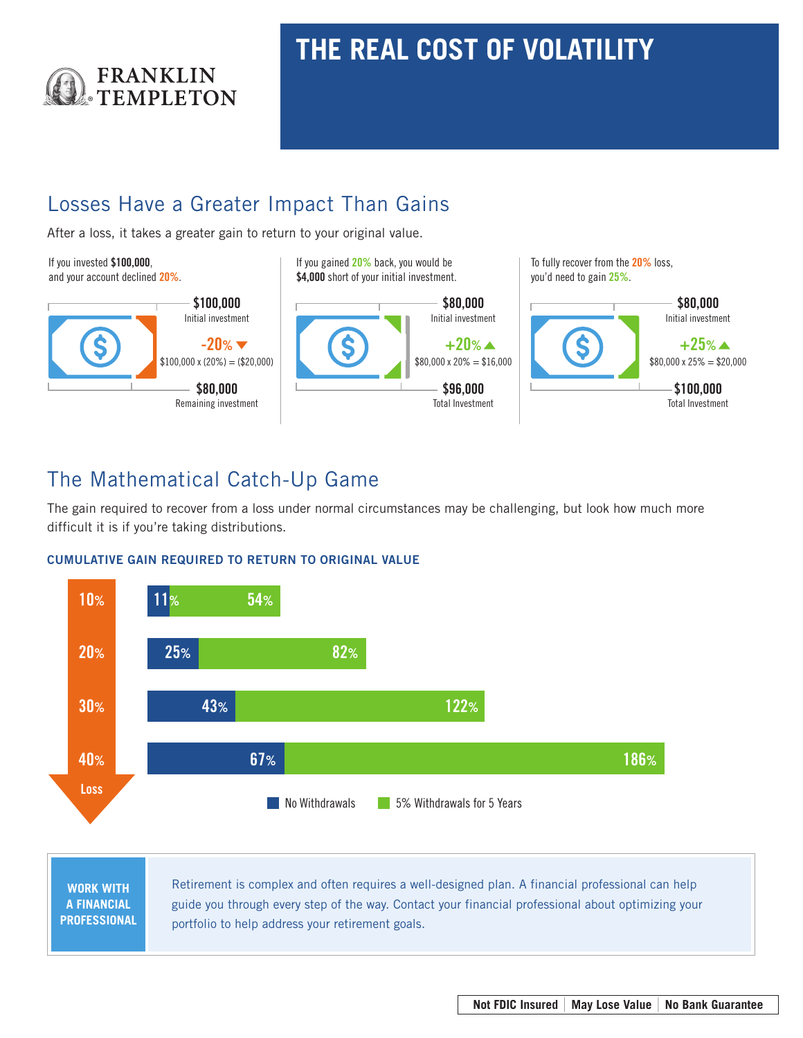FRANKLIN TEMPLETON

# THE REAL COST OF VOLATILITY

## Losses Have a Greater Impact Than Gains

After a loss, it takes a greater gain to return to your original value.

If you invested **$100,000**, and your account declined **20%**.

**$100,000**
Initial investment

**-20%**
$100,000 x (20%) = ($20,000)

**$80,000**
Remaining investment

If you gained **20%** back, you would be **$4,000** short of your initial investment.

**$80,000**
Initial investment

**+20%**
$80,000 x 20% = $16,000

**$96,000**
Total Investment

To fully recover from the **20%** loss, you'd need to gain **25%**.

**$80,000**
Initial investment

**+25%**
$80,000 x 25% = $20,000

**$100,000**
Total Investment

## The Mathematical Catch-Up Game

The gain required to recover from a loss under normal circumstances may be challenging, but look how much more difficult it is if you're taking distributions.

### CUMULATIVE GAIN REQUIRED TO RETURN TO ORIGINAL VALUE

| Loss | No Withdrawals | 5% Withdrawals for 5 Years |
|---|---|---|
| 10% | 11% | 54% |
| 20% | 25% | 82% |
| 30% | 43% | 122% |
| 40% | 67% | 186% |

**WORK WITH A FINANCIAL PROFESSIONAL**

Retirement is complex and often requires a well-designed plan. A financial professional can help guide you through every step of the way. Contact your financial professional about optimizing your portfolio to help address your retirement goals.

Not FDIC Insured | May Lose Value | No Bank Guarantee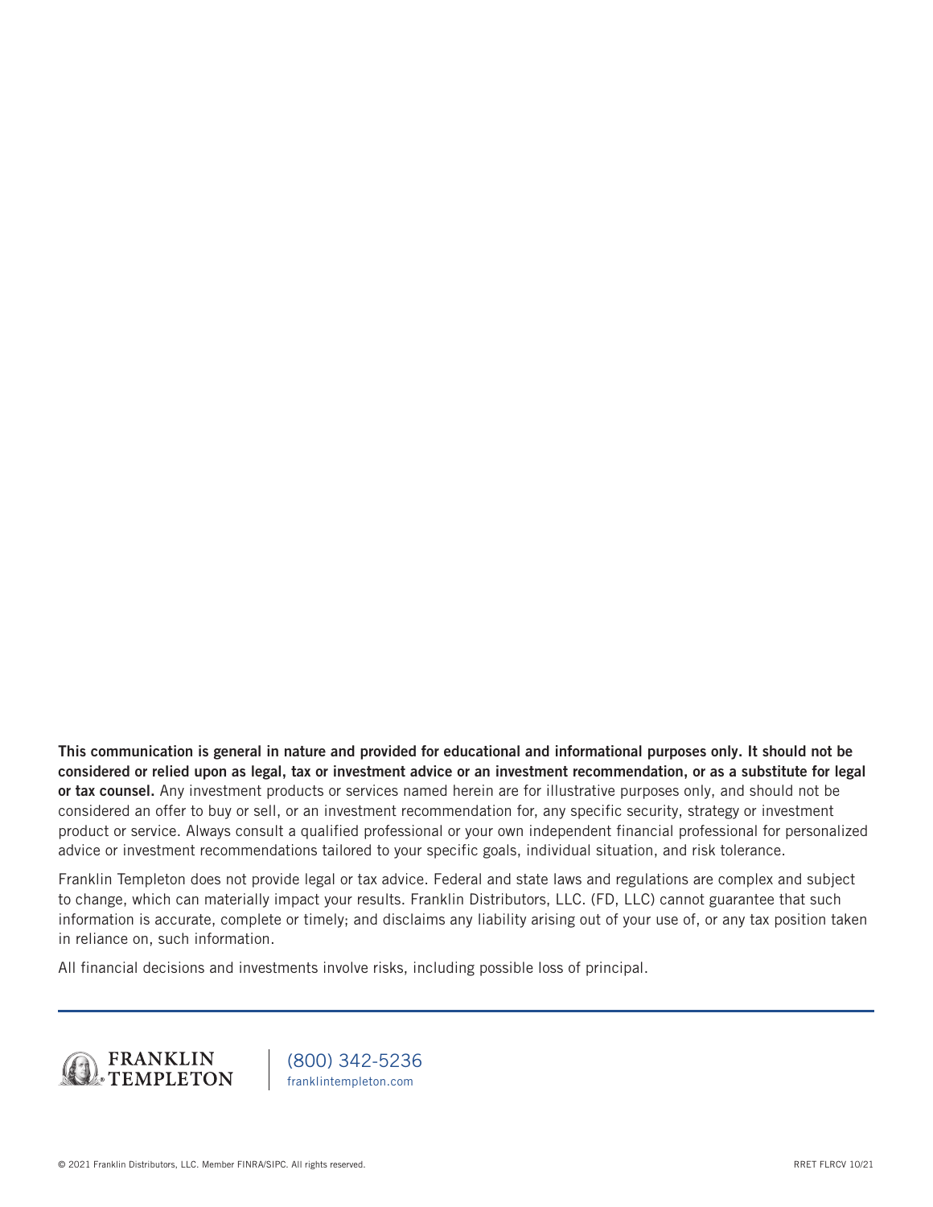**This communication is general in nature and provided for educational and informational purposes only. It should not be considered or relied upon as legal, tax or investment advice or an investment recommendation, or as a substitute for legal or tax counsel.** Any investment products or services named herein are for illustrative purposes only, and should not be considered an offer to buy or sell, or an investment recommendation for, any specific security, strategy or investment product or service. Always consult a qualified professional or your own independent financial professional for personalized advice or investment recommendations tailored to your specific goals, individual situation, and risk tolerance.

Franklin Templeton does not provide legal or tax advice. Federal and state laws and regulations are complex and subject to change, which can materially impact your results. Franklin Distributors, LLC. (FD, LLC) cannot guarantee that such information is accurate, complete or timely; and disclaims any liability arising out of your use of, or any tax position taken in reliance on, such information.

All financial decisions and investments involve risks, including possible loss of principal.

FRANKLIN TEMPLETON

(800) 342-5236
franklintempleton.com

© 2021 Franklin Distributors, LLC. Member FINRA/SIPC. All rights reserved.

RRET FLRCV 10/21